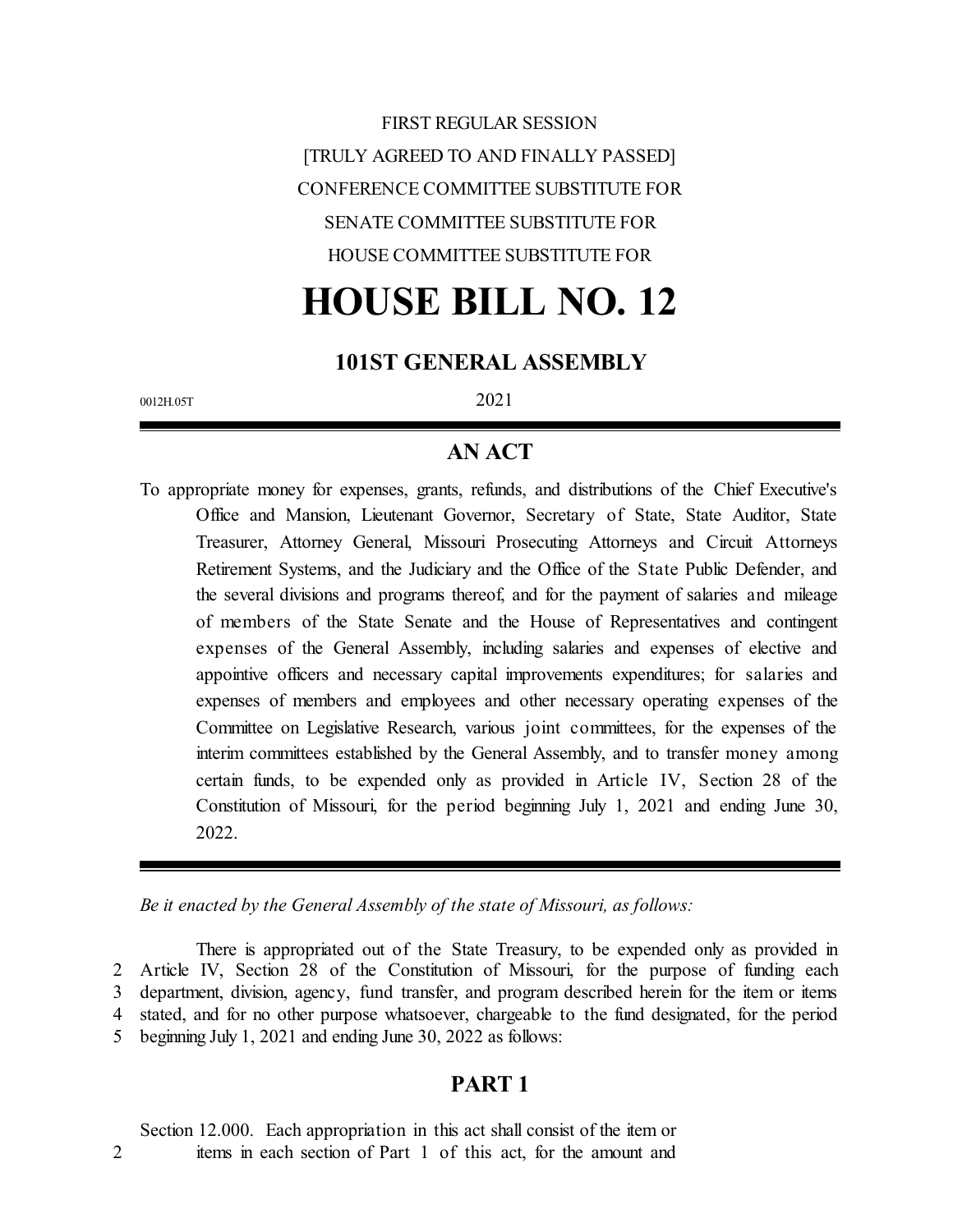FIRST REGULAR SESSION

[TRULY AGREED TO AND FINALLY PASSED]

CONFERENCE COMMITTEE SUBSTITUTE FOR

SENATE COMMITTEE SUBSTITUTE FOR

HOUSE COMMITTEE SUBSTITUTE FOR

# HOUSE BILL NO. 12

## 101ST GENERAL ASSEMBLY

0012H.05T 2021

## AN ACT

To appropriate money for expenses, grants, refunds, and distributions of the Chief Executive's Office and Mansion, Lieutenant Governor, Secretary of State, State Auditor, State Treasurer, Attorney General, Missouri Prosecuting Attorneys and Circuit Attorneys Retirement Systems, and the Judiciary and the Office of the State Public Defender, and the several divisions and programs thereof, and for the payment of salaries and mileage of members of the State Senate and the House of Representatives and contingent expenses of the General Assembly, including salaries and expenses of elective and appointive officers and necessary capital improvements expenditures; for salaries and expenses of members and employees and other necessary operating expenses of the Committee on Legislative Research, various joint committees, for the expenses of the interim committees established by the General Assembly, and to transfer money among certain funds, to be expended only as provided in Article IV, Section 28 of the Constitution of Missouri, for the period beginning July 1, 2021 and ending June 30, 2022.

*Be it enacted by the General Assembly of the state of Missouri, as follows:*

There is appropriated out of the State Treasury, to be expended only as provided in
2 Article IV, Section 28 of the Constitution of Missouri, for the purpose of funding each
3 department, division, agency, fund transfer, and program described herein for the item or items
4 stated, and for no other purpose whatsoever, chargeable to the fund designated, for the period
5 beginning July 1, 2021 and ending June 30, 2022 as follows:

## PART 1

Section 12.000. Each appropriation in this act shall consist of the item or
2 items in each section of Part 1 of this act, for the amount and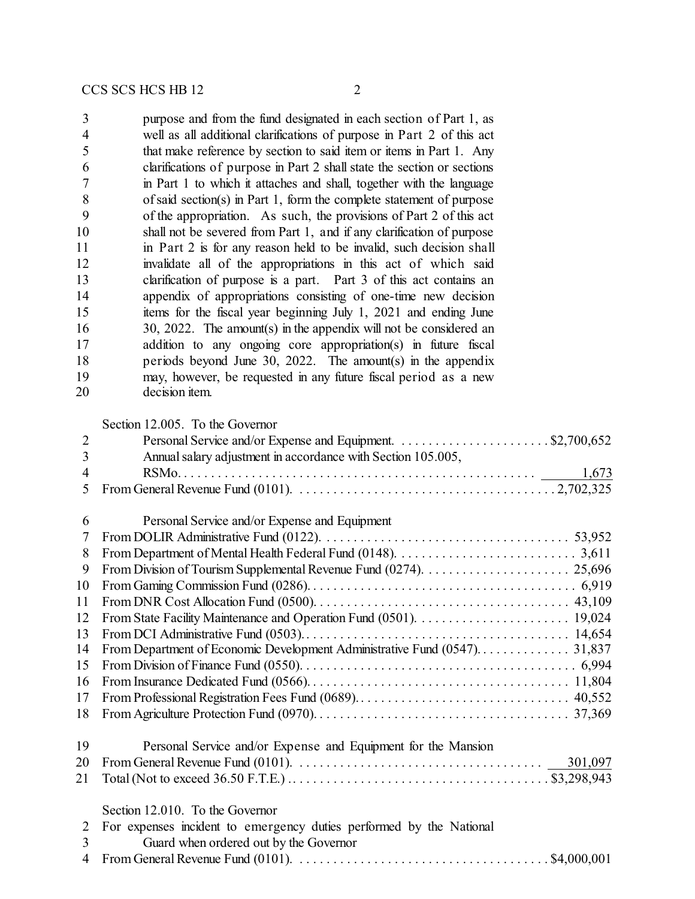purpose and from the fund designated in each section of Part 1, as well as all additional clarifications of purpose in Part 2 of this act that make reference by section to said item or items in Part 1. Any clarifications of purpose in Part 2 shall state the section or sections in Part 1 to which it attaches and shall, together with the language of said section(s) in Part 1, form the complete statement of purpose of the appropriation. As such, the provisions of Part 2 of this act shall not be severed from Part 1, and if any clarification of purpose in Part 2 is for any reason held to be invalid, such decision shall invalidate all of the appropriations in this act of which said clarification of purpose is a part. Part 3 of this act contains an appendix of appropriations consisting of one-time new decision items for the fiscal year beginning July 1, 2021 and ending June 30, 2022. The amount(s) in the appendix will not be considered an addition to any ongoing core appropriation(s) in future fiscal periods beyond June 30, 2022. The amount(s) in the appendix may, however, be requested in any future fiscal period as a new decision item.

Section 12.005. To the Governor

| | |
|---|---|
| Personal Service and/or Expense and Equipment. | $2,700,652 |
| Annual salary adjustment in accordance with Section 105.005, RSMo. | 1,673 |
| From General Revenue Fund (0101). | 2,702,325 |
| Personal Service and/or Expense and Equipment | |
| From DOLIR Administrative Fund (0122). | 53,952 |
| From Department of Mental Health Federal Fund (0148). | 3,611 |
| From Division of Tourism Supplemental Revenue Fund (0274). | 25,696 |
| From Gaming Commission Fund (0286). | 6,919 |
| From DNR Cost Allocation Fund (0500). | 43,109 |
| From State Facility Maintenance and Operation Fund (0501). | 19,024 |
| From DCI Administrative Fund (0503). | 14,654 |
| From Department of Economic Development Administrative Fund (0547). | 31,837 |
| From Division of Finance Fund (0550). | 6,994 |
| From Insurance Dedicated Fund (0566). | 11,804 |
| From Professional Registration Fees Fund (0689). | 40,552 |
| From Agriculture Protection Fund (0970). | 37,369 |
| Personal Service and/or Expense and Equipment for the Mansion | |
| From General Revenue Fund (0101). | 301,097 |
| Total (Not to exceed 36.50 F.T.E.) | $3,298,943 |

Section 12.010. To the Governor

For expenses incident to emergency duties performed by the National Guard when ordered out by the Governor

| | |
|---|---|
| From General Revenue Fund (0101). | $4,000,001 |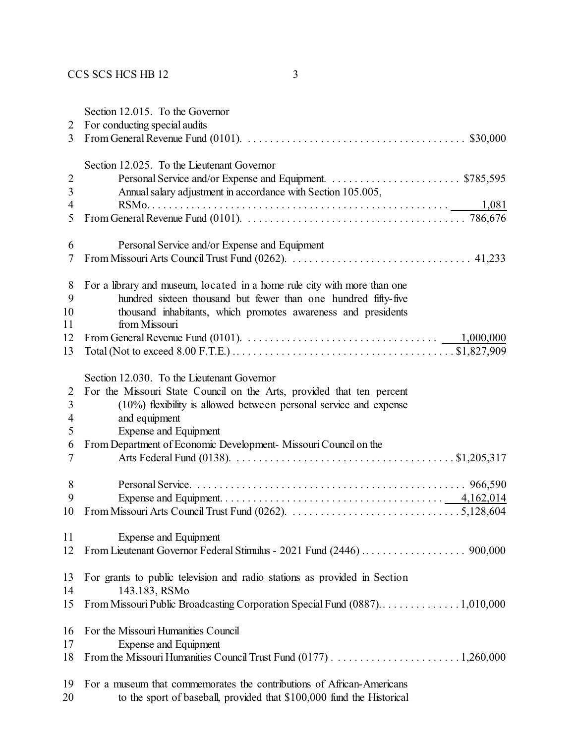Section 12.015. To the Governor

2 For conducting special audits

3 From General Revenue Fund (0101). . . . . . . . . . . . . . . . . . . . . . . . . . . . . . . . . . . . . . . $30,000

Section 12.025. To the Lieutenant Governor

2 Personal Service and/or Expense and Equipment. . . . . . . . . . . . . . . . . . . . . . . . $785,595

3 Annual salary adjustment in accordance with Section 105.005,

4 RSMo. . . . . . . . . . . . . . . . . . . . . . . . . . . . . . . . . . . . . . . . . . . . . . . . . . . . . 1,081

5 From General Revenue Fund (0101). . . . . . . . . . . . . . . . . . . . . . . . . . . . . . . . . . . . . . . 786,676

6 Personal Service and/or Expense and Equipment

7 From Missouri Arts Council Trust Fund (0262). . . . . . . . . . . . . . . . . . . . . . . . . . . . . . . . 41,233

8 For a library and museum, located in a home rule city with more than one

9 hundred sixteen thousand but fewer than one hundred fifty-five

10 thousand inhabitants, which promotes awareness and presidents

11 from Missouri

12 From General Revenue Fund (0101). . . . . . . . . . . . . . . . . . . . . . . . . . . . . . . . . . 1,000,000

13 Total (Not to exceed 8.00 F.T.E.) . . . . . . . . . . . . . . . . . . . . . . . . . . . . . . . . . . . . . . . $1,827,909

Section 12.030. To the Lieutenant Governor

2 For the Missouri State Council on the Arts, provided that ten percent

3 (10%) flexibility is allowed between personal service and expense

4 and equipment

5 Expense and Equipment

6 From Department of Economic Development- Missouri Council on the

7 Arts Federal Fund (0138). . . . . . . . . . . . . . . . . . . . . . . . . . . . . . . . . . . . . . . $1,205,317

8 Personal Service. . . . . . . . . . . . . . . . . . . . . . . . . . . . . . . . . . . . . . . . . . . . . . . . . 966,590

9 Expense and Equipment. . . . . . . . . . . . . . . . . . . . . . . . . . . . . . . . . . . . . . . . 4,162,014

10 From Missouri Arts Council Trust Fund (0262). . . . . . . . . . . . . . . . . . . . . . . . . . . . . . 5,128,604

11 Expense and Equipment

12 From Lieutenant Governor Federal Stimulus - 2021 Fund (2446) . . . . . . . . . . . . . . . . . . . 900,000

13 For grants to public television and radio stations as provided in Section

14 143.183, RSMo

15 From Missouri Public Broadcasting Corporation Special Fund (0887). . . . . . . . . . . . . . . 1,010,000

16 For the Missouri Humanities Council

17 Expense and Equipment

18 From the Missouri Humanities Council Trust Fund (0177) . . . . . . . . . . . . . . . . . . . . . . . 1,260,000

19 For a museum that commemorates the contributions of African-Americans

20 to the sport of baseball, provided that $100,000 fund the Historical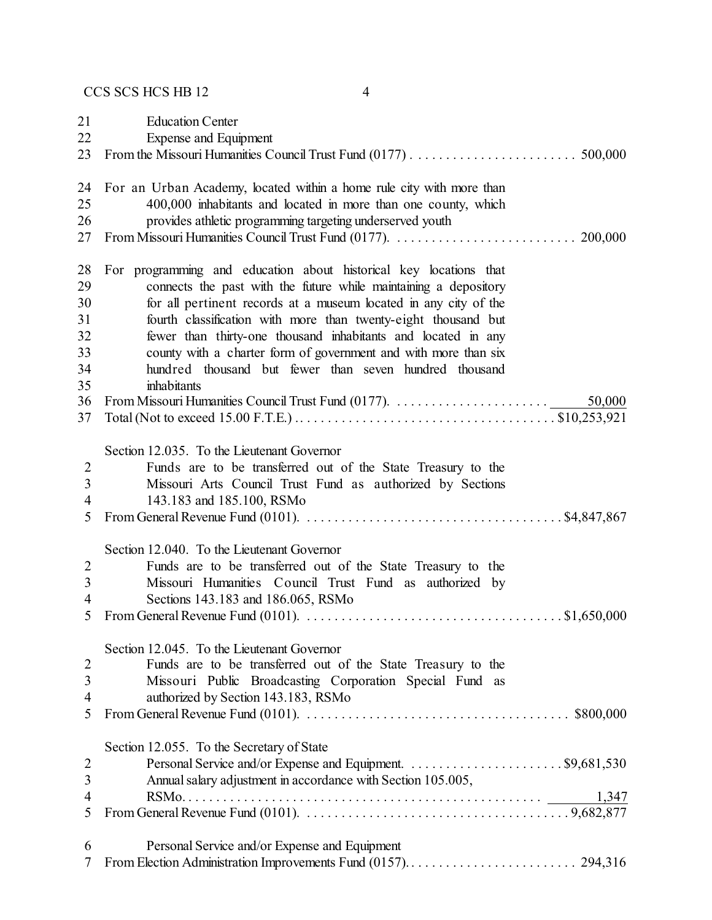21 Education Center
22 Expense and Equipment
23 From the Missouri Humanities Council Trust Fund (0177) . . . . . . . . . . . . . . . . . . . . . . . . 500,000

24 For an Urban Academy, located within a home rule city with more than
25 400,000 inhabitants and located in more than one county, which
26 provides athletic programming targeting underserved youth
27 From Missouri Humanities Council Trust Fund (0177). . . . . . . . . . . . . . . . . . . . . . . . . . 200,000

28 For programming and education about historical key locations that
29 connects the past with the future while maintaining a depository
30 for all pertinent records at a museum located in any city of the
31 fourth classification with more than twenty-eight thousand but
32 fewer than thirty-one thousand inhabitants and located in any
33 county with a charter form of government and with more than six
34 hundred thousand but fewer than seven hundred thousand
35 inhabitants
36 From Missouri Humanities Council Trust Fund (0177). . . . . . . . . . . . . . . . . . . . . . 50,000
37 Total (Not to exceed 15.00 F.T.E.) . . . . . . . . . . . . . . . . . . . . . . . . . . . . . . . . . . . . $10,253,921

Section 12.035. To the Lieutenant Governor
2 Funds are to be transferred out of the State Treasury to the
3 Missouri Arts Council Trust Fund as authorized by Sections
4 143.183 and 185.100, RSMo
5 From General Revenue Fund (0101). . . . . . . . . . . . . . . . . . . . . . . . . . . . . . . . . . . . $4,847,867

Section 12.040. To the Lieutenant Governor
2 Funds are to be transferred out of the State Treasury to the
3 Missouri Humanities Council Trust Fund as authorized by
4 Sections 143.183 and 186.065, RSMo
5 From General Revenue Fund (0101). . . . . . . . . . . . . . . . . . . . . . . . . . . . . . . . . . . . $1,650,000

Section 12.045. To the Lieutenant Governor
2 Funds are to be transferred out of the State Treasury to the
3 Missouri Public Broadcasting Corporation Special Fund as
4 authorized by Section 143.183, RSMo
5 From General Revenue Fund (0101). . . . . . . . . . . . . . . . . . . . . . . . . . . . . . . . . . . . $800,000

Section 12.055. To the Secretary of State
2 Personal Service and/or Expense and Equipment. . . . . . . . . . . . . . . . . . . . . . $9,681,530
3 Annual salary adjustment in accordance with Section 105.005,
4 RSMo. . . . . . . . . . . . . . . . . . . . . . . . . . . . . . . . . . . . . . . . . . . . . . . . . . . 1,347
5 From General Revenue Fund (0101). . . . . . . . . . . . . . . . . . . . . . . . . . . . . . . . . . . . 9,682,877

6 Personal Service and/or Expense and Equipment
7 From Election Administration Improvements Fund (0157). . . . . . . . . . . . . . . . . . . . . . . . . 294,316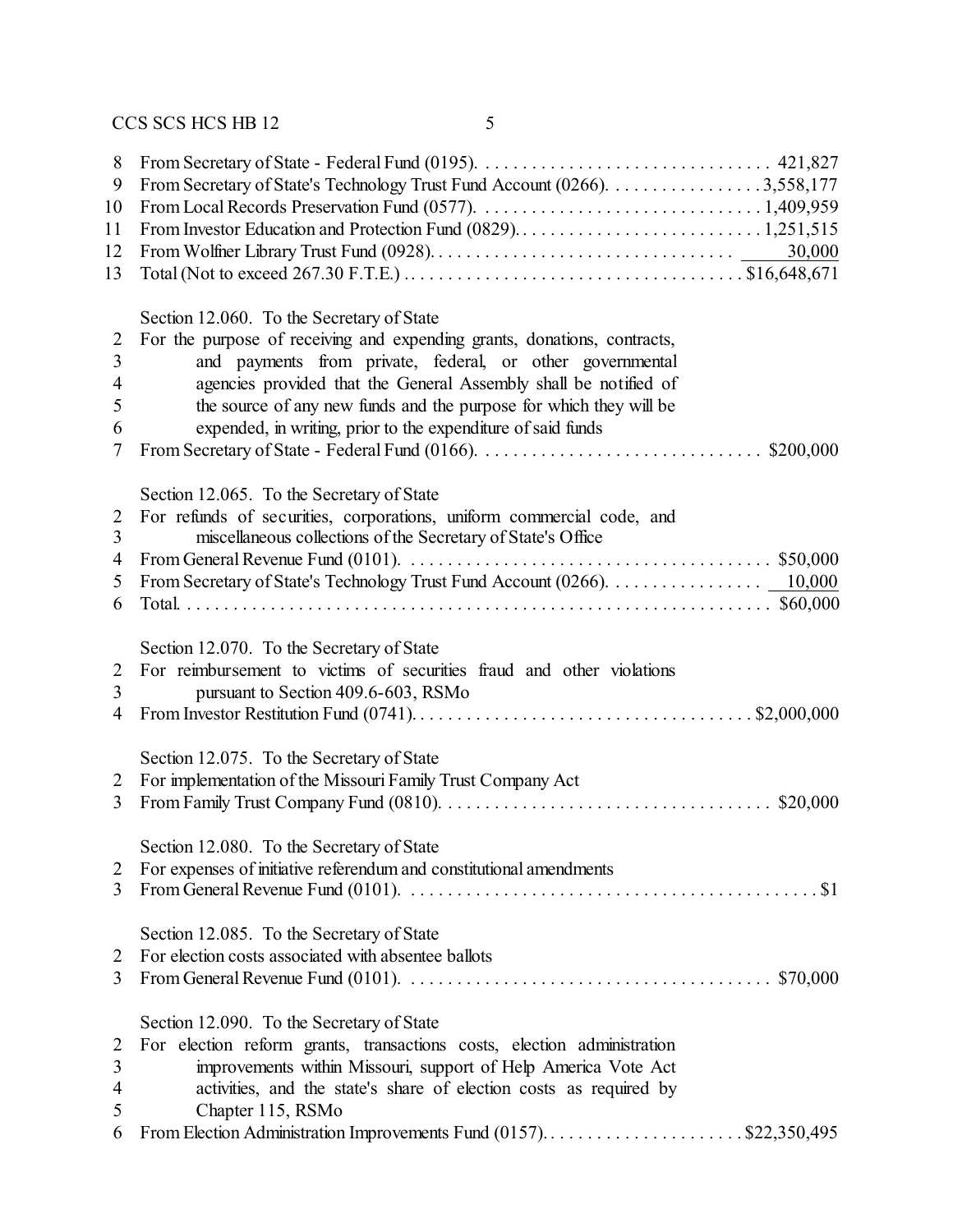8 From Secretary of State - Federal Fund (0195). . . . . . . . . . . . . . . . . . . . . . . . . . . . . . . . 421,827
9 From Secretary of State's Technology Trust Fund Account (0266). . . . . . . . . . . . . . . . . 3,558,177
10 From Local Records Preservation Fund (0577). . . . . . . . . . . . . . . . . . . . . . . . . . . . . . 1,409,959
11 From Investor Education and Protection Fund (0829). . . . . . . . . . . . . . . . . . . . . . . . . . . 1,251,515
12 From Wolfner Library Trust Fund (0928). . . . . . . . . . . . . . . . . . . . . . . . . . . . . . . . 30,000
13 Total (Not to exceed 267.30 F.T.E.) . . . . . . . . . . . . . . . . . . . . . . . . . . . . . . . . . . . . $16,648,671

Section 12.060. To the Secretary of State
2 For the purpose of receiving and expending grants, donations, contracts,
3 and payments from private, federal, or other governmental
4 agencies provided that the General Assembly shall be notified of
5 the source of any new funds and the purpose for which they will be
6 expended, in writing, prior to the expenditure of said funds
7 From Secretary of State - Federal Fund (0166). . . . . . . . . . . . . . . . . . . . . . . . . . . . . . $200,000

Section 12.065. To the Secretary of State
2 For refunds of securities, corporations, uniform commercial code, and
3 miscellaneous collections of the Secretary of State's Office
4 From General Revenue Fund (0101). . . . . . . . . . . . . . . . . . . . . . . . . . . . . . . . . . . . . . $50,000
5 From Secretary of State's Technology Trust Fund Account (0266). . . . . . . . . . . . . . . . . 10,000
6 Total. . . . . . . . . . . . . . . . . . . . . . . . . . . . . . . . . . . . . . . . . . . . . . . . . . . . . . . . . . . . . $60,000

Section 12.070. To the Secretary of State
2 For reimbursement to victims of securities fraud and other violations
3 pursuant to Section 409.6-603, RSMo
4 From Investor Restitution Fund (0741). . . . . . . . . . . . . . . . . . . . . . . . . . . . . . . . . . . . $2,000,000

Section 12.075. To the Secretary of State
2 For implementation of the Missouri Family Trust Company Act
3 From Family Trust Company Fund (0810). . . . . . . . . . . . . . . . . . . . . . . . . . . . . . . . . . . $20,000

Section 12.080. To the Secretary of State
2 For expenses of initiative referendum and constitutional amendments
3 From General Revenue Fund (0101). . . . . . . . . . . . . . . . . . . . . . . . . . . . . . . . . . . . . . . . . . . $1

Section 12.085. To the Secretary of State
2 For election costs associated with absentee ballots
3 From General Revenue Fund (0101). . . . . . . . . . . . . . . . . . . . . . . . . . . . . . . . . . . . . . $70,000

Section 12.090. To the Secretary of State
2 For election reform grants, transactions costs, election administration
3 improvements within Missouri, support of Help America Vote Act
4 activities, and the state's share of election costs as required by
5 Chapter 115, RSMo
6 From Election Administration Improvements Fund (0157). . . . . . . . . . . . . . . . . . . . . . $22,350,495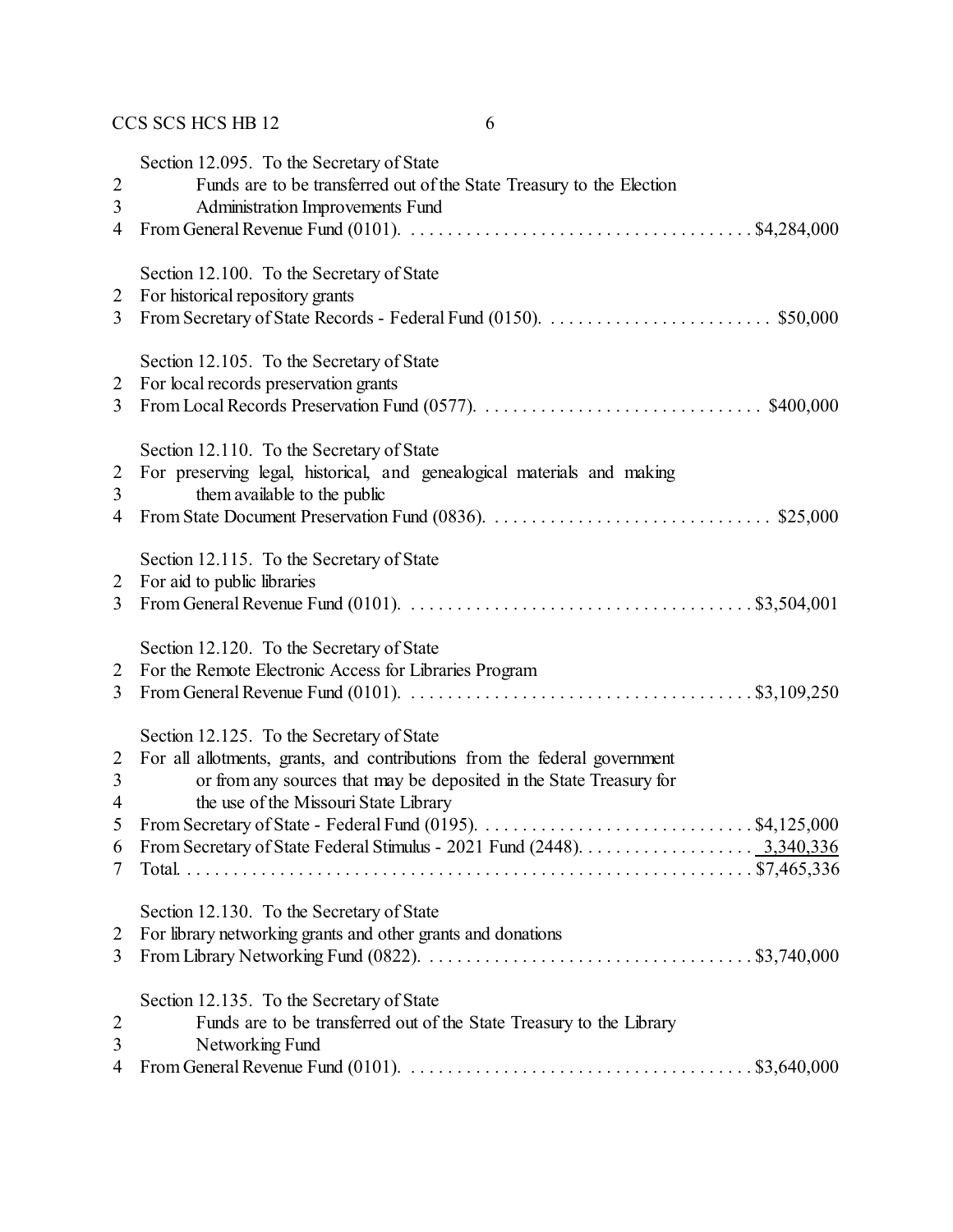Section 12.095. To the Secretary of State
2 Funds are to be transferred out of the State Treasury to the Election
3 Administration Improvements Fund
4 From General Revenue Fund (0101). . . . . . . . . . . . . . . . . . . . . . . . . . . . . . . . . . . . . $4,284,000

Section 12.100. To the Secretary of State
2 For historical repository grants
3 From Secretary of State Records - Federal Fund (0150). . . . . . . . . . . . . . . . . . . . . . . . . $50,000

Section 12.105. To the Secretary of State
2 For local records preservation grants
3 From Local Records Preservation Fund (0577). . . . . . . . . . . . . . . . . . . . . . . . . . . . . . $400,000

Section 12.110. To the Secretary of State
2 For preserving legal, historical, and genealogical materials and making
3 them available to the public
4 From State Document Preservation Fund (0836). . . . . . . . . . . . . . . . . . . . . . . . . . . . . . $25,000

Section 12.115. To the Secretary of State
2 For aid to public libraries
3 From General Revenue Fund (0101). . . . . . . . . . . . . . . . . . . . . . . . . . . . . . . . . . . . . $3,504,001

Section 12.120. To the Secretary of State
2 For the Remote Electronic Access for Libraries Program
3 From General Revenue Fund (0101). . . . . . . . . . . . . . . . . . . . . . . . . . . . . . . . . . . . . $3,109,250

Section 12.125. To the Secretary of State
2 For all allotments, grants, and contributions from the federal government
3 or from any sources that may be deposited in the State Treasury for
4 the use of the Missouri State Library
5 From Secretary of State - Federal Fund (0195). . . . . . . . . . . . . . . . . . . . . . . . . . . . . $4,125,000
6 From Secretary of State Federal Stimulus - 2021 Fund (2448). . . . . . . . . . . . . . . . . . . 3,340,336
7 Total. . . . . . . . . . . . . . . . . . . . . . . . . . . . . . . . . . . . . . . . . . . . . . . . . . . . . . . . . . . . $7,465,336

Section 12.130. To the Secretary of State
2 For library networking grants and other grants and donations
3 From Library Networking Fund (0822). . . . . . . . . . . . . . . . . . . . . . . . . . . . . . . . . . . $3,740,000

Section 12.135. To the Secretary of State
2 Funds are to be transferred out of the State Treasury to the Library
3 Networking Fund
4 From General Revenue Fund (0101). . . . . . . . . . . . . . . . . . . . . . . . . . . . . . . . . . . . . $3,640,000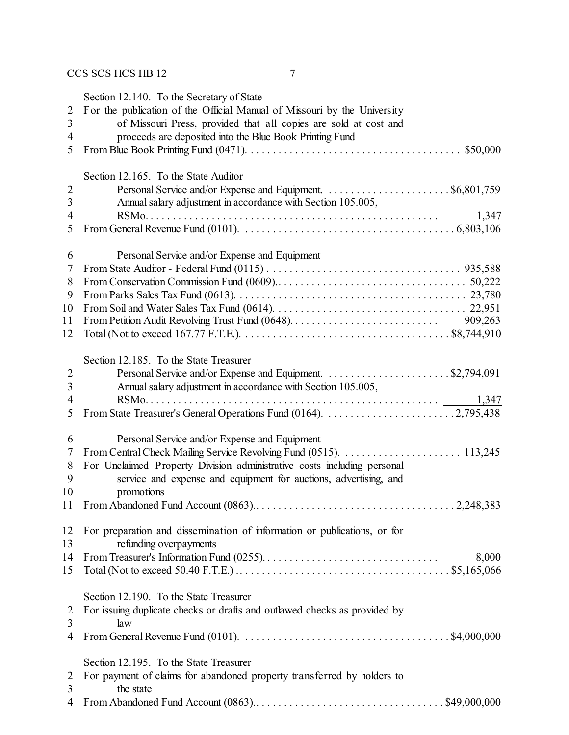Section 12.140. To the Secretary of State

For the publication of the Official Manual of Missouri by the University of Missouri Press, provided that all copies are sold at cost and proceeds are deposited into the Blue Book Printing Fund

From Blue Book Printing Fund (0471) . . . . . . . . . . $50,000

Section 12.165. To the State Auditor

Personal Service and/or Expense and Equipment . . . . . . . . . . $6,801,759

Annual salary adjustment in accordance with Section 105.005, RSMo . . . . . . . . . . 1,347

From General Revenue Fund (0101) . . . . . . . . . . 6,803,106

Personal Service and/or Expense and Equipment

From State Auditor - Federal Fund (0115) . . . . . . . . . . 935,588

From Conservation Commission Fund (0609) . . . . . . . . . . 50,222

From Parks Sales Tax Fund (0613) . . . . . . . . . . 23,780

From Soil and Water Sales Tax Fund (0614) . . . . . . . . . . 22,951

From Petition Audit Revolving Trust Fund (0648) . . . . . . . . . . 909,263

Total (Not to exceed 167.77 F.T.E.) . . . . . . . . . . $8,744,910

Section 12.185. To the State Treasurer

Personal Service and/or Expense and Equipment . . . . . . . . . . $2,794,091

Annual salary adjustment in accordance with Section 105.005, RSMo . . . . . . . . . . 1,347

From State Treasurer's General Operations Fund (0164) . . . . . . . . . . 2,795,438

Personal Service and/or Expense and Equipment

From Central Check Mailing Service Revolving Fund (0515) . . . . . . . . . . 113,245

For Unclaimed Property Division administrative costs including personal service and expense and equipment for auctions, advertising, and promotions

From Abandoned Fund Account (0863) . . . . . . . . . . 2,248,383

For preparation and dissemination of information or publications, or for refunding overpayments

From Treasurer's Information Fund (0255) . . . . . . . . . . 8,000

Total (Not to exceed 50.40 F.T.E.) . . . . . . . . . . $5,165,066

Section 12.190. To the State Treasurer

For issuing duplicate checks or drafts and outlawed checks as provided by law

From General Revenue Fund (0101) . . . . . . . . . . $4,000,000

Section 12.195. To the State Treasurer

For payment of claims for abandoned property transferred by holders to the state

From Abandoned Fund Account (0863) . . . . . . . . . . $49,000,000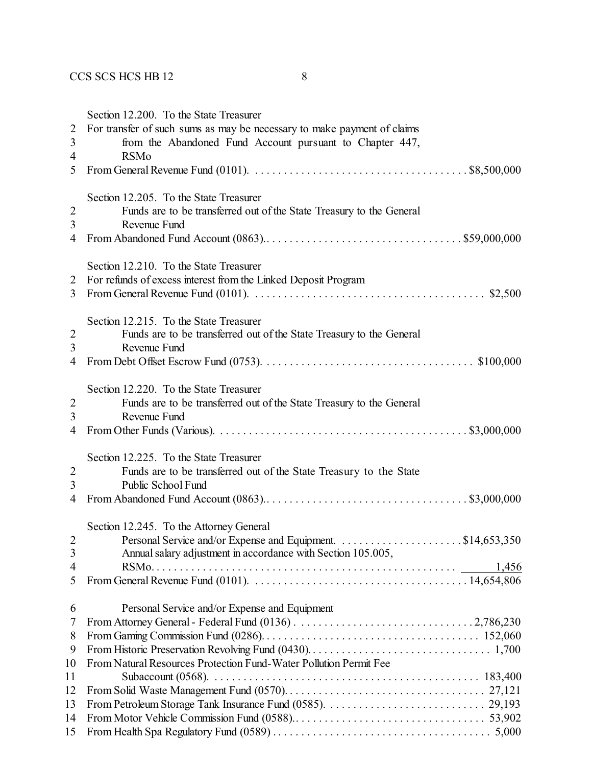Section 12.200. To the State Treasurer
2 For transfer of such sums as may be necessary to make payment of claims
3 from the Abandoned Fund Account pursuant to Chapter 447,
4 RSMo
5 From General Revenue Fund (0101). . . . . . . . . . . . . . . . . . . . . . . . . . . . . . . . . . . . . $8,500,000

Section 12.205. To the State Treasurer
2 Funds are to be transferred out of the State Treasury to the General
3 Revenue Fund
4 From Abandoned Fund Account (0863).. . . . . . . . . . . . . . . . . . . . . . . . . . . . . . . . . $59,000,000

Section 12.210. To the State Treasurer
2 For refunds of excess interest from the Linked Deposit Program
3 From General Revenue Fund (0101). . . . . . . . . . . . . . . . . . . . . . . . . . . . . . . . . . . . . . . $2,500

Section 12.215. To the State Treasurer
2 Funds are to be transferred out of the State Treasury to the General
3 Revenue Fund
4 From Debt Offset Escrow Fund (0753). . . . . . . . . . . . . . . . . . . . . . . . . . . . . . . . . . . . $100,000

Section 12.220. To the State Treasurer
2 Funds are to be transferred out of the State Treasury to the General
3 Revenue Fund
4 From Other Funds (Various). . . . . . . . . . . . . . . . . . . . . . . . . . . . . . . . . . . . . . . . . . $3,000,000

Section 12.225. To the State Treasurer
2 Funds are to be transferred out of the State Treasury to the State
3 Public School Fund
4 From Abandoned Fund Account (0863).. . . . . . . . . . . . . . . . . . . . . . . . . . . . . . . . . . $3,000,000

Section 12.245. To the Attorney General
2 Personal Service and/or Expense and Equipment. . . . . . . . . . . . . . . . . . . . . . $14,653,350
3 Annual salary adjustment in accordance with Section 105.005,
4 RSMo. . . . . . . . . . . . . . . . . . . . . . . . . . . . . . . . . . . . . . . . . . . . . . . . . . . . . 1,456
5 From General Revenue Fund (0101). . . . . . . . . . . . . . . . . . . . . . . . . . . . . . . . . . . . . 14,654,806

6 Personal Service and/or Expense and Equipment
7 From Attorney General - Federal Fund (0136) . . . . . . . . . . . . . . . . . . . . . . . . . . . . . . 2,786,230
8 From Gaming Commission Fund (0286). . . . . . . . . . . . . . . . . . . . . . . . . . . . . . . . . . . . 152,060
9 From Historic Preservation Revolving Fund (0430). . . . . . . . . . . . . . . . . . . . . . . . . . . . . . . 1,700
10 From Natural Resources Protection Fund-Water Pollution Permit Fee
11 Subaccount (0568). . . . . . . . . . . . . . . . . . . . . . . . . . . . . . . . . . . . . . . . . . . . . . . 183,400
12 From Solid Waste Management Fund (0570). . . . . . . . . . . . . . . . . . . . . . . . . . . . . . . . . . . 27,121
13 From Petroleum Storage Tank Insurance Fund (0585). . . . . . . . . . . . . . . . . . . . . . . . . . . . 29,193
14 From Motor Vehicle Commission Fund (0588).. . . . . . . . . . . . . . . . . . . . . . . . . . . . . . . . 53,902
15 From Health Spa Regulatory Fund (0589) . . . . . . . . . . . . . . . . . . . . . . . . . . . . . . . . . . . . 5,000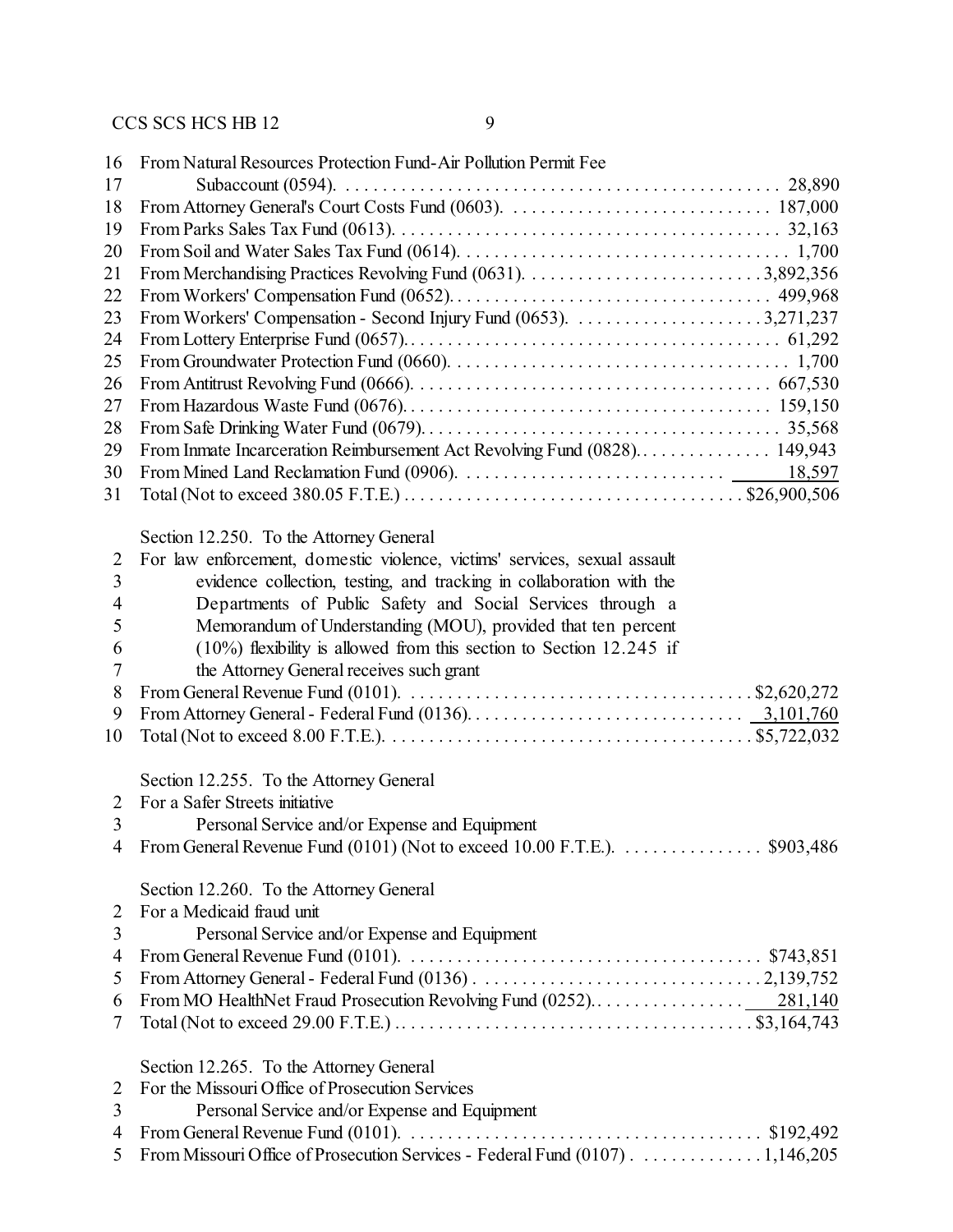From Natural Resources Protection Fund-Air Pollution Permit Fee Subaccount (0594). . . . . 28,890
From Attorney General's Court Costs Fund (0603). . . . . 187,000
From Parks Sales Tax Fund (0613). . . . . 32,163
From Soil and Water Sales Tax Fund (0614). . . . . 1,700
From Merchandising Practices Revolving Fund (0631). . . . . 3,892,356
From Workers' Compensation Fund (0652). . . . . 499,968
From Workers' Compensation - Second Injury Fund (0653). . . . . 3,271,237
From Lottery Enterprise Fund (0657). . . . . 61,292
From Groundwater Protection Fund (0660). . . . . 1,700
From Antitrust Revolving Fund (0666). . . . . 667,530
From Hazardous Waste Fund (0676). . . . . 159,150
From Safe Drinking Water Fund (0679). . . . . 35,568
From Inmate Incarceration Reimbursement Act Revolving Fund (0828). . . . . 149,943
From Mined Land Reclamation Fund (0906). . . . . 18,597
Total (Not to exceed 380.05 F.T.E.) . . . . . $26,900,506

Section 12.250. To the Attorney General
For law enforcement, domestic violence, victims' services, sexual assault evidence collection, testing, and tracking in collaboration with the Departments of Public Safety and Social Services through a Memorandum of Understanding (MOU), provided that ten percent (10%) flexibility is allowed from this section to Section 12.245 if the Attorney General receives such grant
From General Revenue Fund (0101). . . . . $2,620,272
From Attorney General - Federal Fund (0136). . . . . 3,101,760
Total (Not to exceed 8.00 F.T.E.). . . . . $5,722,032

Section 12.255. To the Attorney General
For a Safer Streets initiative
Personal Service and/or Expense and Equipment
From General Revenue Fund (0101) (Not to exceed 10.00 F.T.E.). . . . . $903,486

Section 12.260. To the Attorney General
For a Medicaid fraud unit
Personal Service and/or Expense and Equipment
From General Revenue Fund (0101). . . . . $743,851
From Attorney General - Federal Fund (0136) . . . . . 2,139,752
From MO HealthNet Fraud Prosecution Revolving Fund (0252). . . . . 281,140
Total (Not to exceed 29.00 F.T.E.) . . . . . $3,164,743

Section 12.265. To the Attorney General
For the Missouri Office of Prosecution Services
Personal Service and/or Expense and Equipment
From General Revenue Fund (0101). . . . . $192,492
From Missouri Office of Prosecution Services - Federal Fund (0107) . . . . . 1,146,205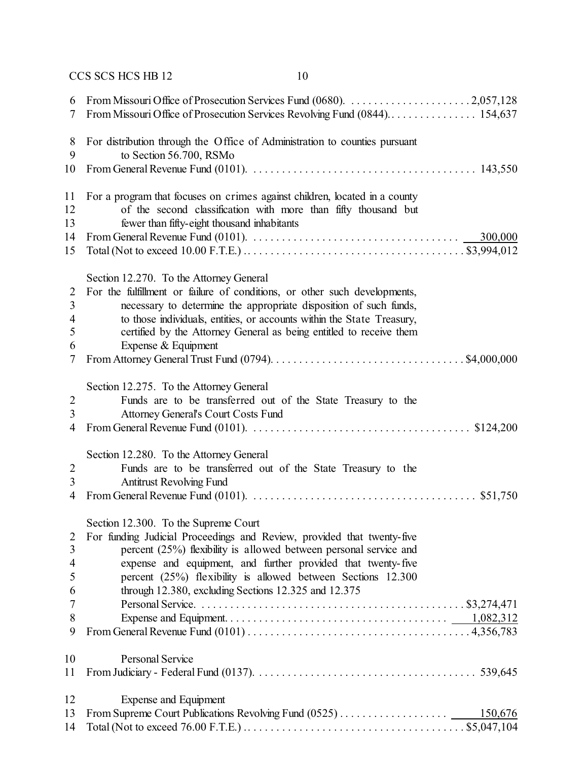6 From Missouri Office of Prosecution Services Fund (0680). . . . . . . . . . . . . . . . . . . . . . 2,057,128
7 From Missouri Office of Prosecution Services Revolving Fund (0844). . . . . . . . . . . . . . . . 154,637

8 For distribution through the Office of Administration to counties pursuant
9 to Section 56.700, RSMo
10 From General Revenue Fund (0101). . . . . . . . . . . . . . . . . . . . . . . . . . . . . . . . . . . . . . . 143,550

11 For a program that focuses on crimes against children, located in a county
12 of the second classification with more than fifty thousand but
13 fewer than fifty-eight thousand inhabitants
14 From General Revenue Fund (0101). . . . . . . . . . . . . . . . . . . . . . . . . . . . . . . . . . . . 300,000
15 Total (Not to exceed 10.00 F.T.E.) . . . . . . . . . . . . . . . . . . . . . . . . . . . . . . . . . . . . . . $3,994,012

Section 12.270. To the Attorney General
2 For the fulfillment or failure of conditions, or other such developments,
3 necessary to determine the appropriate disposition of such funds,
4 to those individuals, entities, or accounts within the State Treasury,
5 certified by the Attorney General as being entitled to receive them
6 Expense & Equipment
7 From Attorney General Trust Fund (0794). . . . . . . . . . . . . . . . . . . . . . . . . . . . . . . . . . $4,000,000

Section 12.275. To the Attorney General
2 Funds are to be transferred out of the State Treasury to the
3 Attorney General's Court Costs Fund
4 From General Revenue Fund (0101). . . . . . . . . . . . . . . . . . . . . . . . . . . . . . . . . . . . . . $124,200

Section 12.280. To the Attorney General
2 Funds are to be transferred out of the State Treasury to the
3 Antitrust Revolving Fund
4 From General Revenue Fund (0101). . . . . . . . . . . . . . . . . . . . . . . . . . . . . . . . . . . . . . . $51,750

Section 12.300. To the Supreme Court
2 For funding Judicial Proceedings and Review, provided that twenty-five
3 percent (25%) flexibility is allowed between personal service and
4 expense and equipment, and further provided that twenty-five
5 percent (25%) flexibility is allowed between Sections 12.300
6 through 12.380, excluding Sections 12.325 and 12.375
7 Personal Service. . . . . . . . . . . . . . . . . . . . . . . . . . . . . . . . . . . . . . . . . . . . . . $3,274,471
8 Expense and Equipment. . . . . . . . . . . . . . . . . . . . . . . . . . . . . . . . . . . . . . . 1,082,312
9 From General Revenue Fund (0101) . . . . . . . . . . . . . . . . . . . . . . . . . . . . . . . . . . . . . . . 4,356,783

10 Personal Service
11 From Judiciary - Federal Fund (0137). . . . . . . . . . . . . . . . . . . . . . . . . . . . . . . . . . . . . . 539,645

12 Expense and Equipment
13 From Supreme Court Publications Revolving Fund (0525) . . . . . . . . . . . . . . . . . . . 150,676
14 Total (Not to exceed 76.00 F.T.E.) . . . . . . . . . . . . . . . . . . . . . . . . . . . . . . . . . . . . . . $5,047,104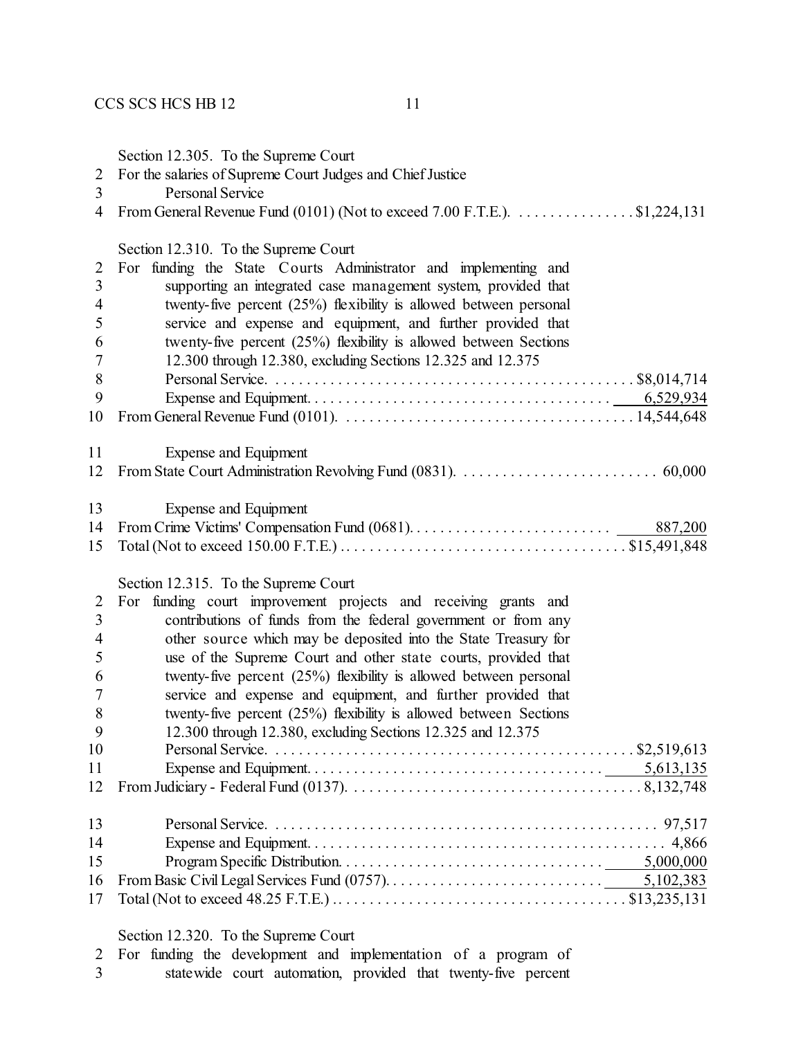Section 12.305. To the Supreme Court
For the salaries of Supreme Court Judges and Chief Justice
Personal Service
From General Revenue Fund (0101) (Not to exceed 7.00 F.T.E.). . . . . . . . . . . . . . . . $1,224,131

Section 12.310. To the Supreme Court
For funding the State Courts Administrator and implementing and supporting an integrated case management system, provided that twenty-five percent (25%) flexibility is allowed between personal service and expense and equipment, and further provided that twenty-five percent (25%) flexibility is allowed between Sections 12.300 through 12.380, excluding Sections 12.325 and 12.375

| | |
|---|---|
| Personal Service | $8,014,714 |
| Expense and Equipment | 6,529,934 |
| From General Revenue Fund (0101) | 14,544,648 |
| Expense and Equipment | |
| From State Court Administration Revolving Fund (0831) | 60,000 |
| Expense and Equipment | |
| From Crime Victims' Compensation Fund (0681) | 887,200 |
| Total (Not to exceed 150.00 F.T.E.) | $15,491,848 |

Section 12.315. To the Supreme Court
For funding court improvement projects and receiving grants and contributions of funds from the federal government or from any other source which may be deposited into the State Treasury for use of the Supreme Court and other state courts, provided that twenty-five percent (25%) flexibility is allowed between personal service and expense and equipment, and further provided that twenty-five percent (25%) flexibility is allowed between Sections 12.300 through 12.380, excluding Sections 12.325 and 12.375

| | |
|---|---|
| Personal Service | $2,519,613 |
| Expense and Equipment | 5,613,135 |
| From Judiciary - Federal Fund (0137) | 8,132,748 |
| Personal Service | 97,517 |
| Expense and Equipment | 4,866 |
| Program Specific Distribution | 5,000,000 |
| From Basic Civil Legal Services Fund (0757) | 5,102,383 |
| Total (Not to exceed 48.25 F.T.E.) | $13,235,131 |

Section 12.320. To the Supreme Court
For funding the development and implementation of a program of statewide court automation, provided that twenty-five percent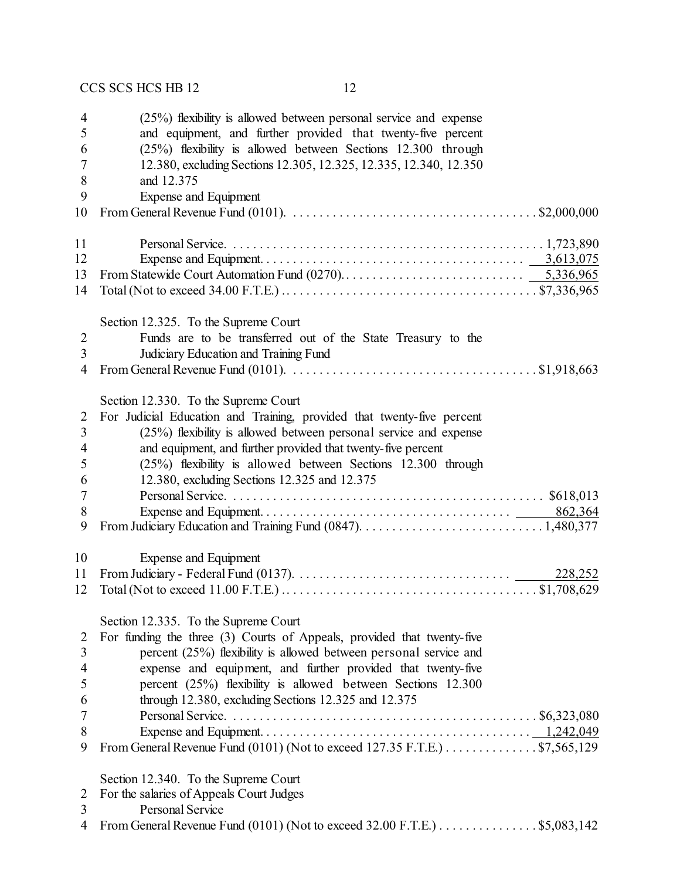(25%) flexibility is allowed between personal service and expense and equipment, and further provided that twenty-five percent (25%) flexibility is allowed between Sections 12.300 through 12.380, excluding Sections 12.305, 12.325, 12.335, 12.340, 12.350 and 12.375

Expense and Equipment

From General Revenue Fund (0101). . . . . . . . . . . . . . . . . . . . . . . . . . . . . . . . . . . . . $2,000,000

Personal Service. . . . . . . . . . . . . . . . . . . . . . . . . . . . . . . . . . . . . . . . . . . . . . 1,723,890

Expense and Equipment. . . . . . . . . . . . . . . . . . . . . . . . . . . . . . . . . . . . . . . 3,613,075

From Statewide Court Automation Fund (0270). . . . . . . . . . . . . . . . . . . . . . . . . . . 5,336,965

Total (Not to exceed 34.00 F.T.E.) . . . . . . . . . . . . . . . . . . . . . . . . . . . . . . . . . . . . . $7,336,965

Section 12.325. To the Supreme Court

Funds are to be transferred out of the State Treasury to the Judiciary Education and Training Fund

From General Revenue Fund (0101). . . . . . . . . . . . . . . . . . . . . . . . . . . . . . . . . . . . . $1,918,663

Section 12.330. To the Supreme Court

For Judicial Education and Training, provided that twenty-five percent (25%) flexibility is allowed between personal service and expense and equipment, and further provided that twenty-five percent (25%) flexibility is allowed between Sections 12.300 through 12.380, excluding Sections 12.325 and 12.375

Personal Service. . . . . . . . . . . . . . . . . . . . . . . . . . . . . . . . . . . . . . . . . . . . . . $618,013

Expense and Equipment. . . . . . . . . . . . . . . . . . . . . . . . . . . . . . . . . . . . . . 862,364

From Judiciary Education and Training Fund (0847). . . . . . . . . . . . . . . . . . . . . . . . . . . 1,480,377

Expense and Equipment

From Judiciary - Federal Fund (0137). . . . . . . . . . . . . . . . . . . . . . . . . . . . . . . . 228,252

Total (Not to exceed 11.00 F.T.E.) . . . . . . . . . . . . . . . . . . . . . . . . . . . . . . . . . . . . . $1,708,629

Section 12.335. To the Supreme Court

For funding the three (3) Courts of Appeals, provided that twenty-five percent (25%) flexibility is allowed between personal service and expense and equipment, and further provided that twenty-five percent (25%) flexibility is allowed between Sections 12.300 through 12.380, excluding Sections 12.325 and 12.375

Personal Service. . . . . . . . . . . . . . . . . . . . . . . . . . . . . . . . . . . . . . . . . . . . . $6,323,080

Expense and Equipment. . . . . . . . . . . . . . . . . . . . . . . . . . . . . . . . . . . . . . . . 1,242,049

From General Revenue Fund (0101) (Not to exceed 127.35 F.T.E.) . . . . . . . . . . . . . . $7,565,129

Section 12.340. To the Supreme Court

For the salaries of Appeals Court Judges

Personal Service

From General Revenue Fund (0101) (Not to exceed 32.00 F.T.E.) . . . . . . . . . . . . . . . $5,083,142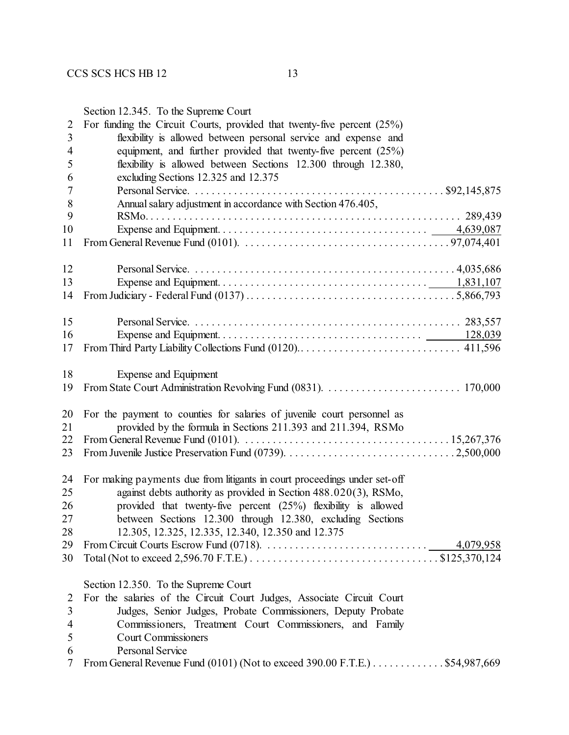Section 12.345. To the Supreme Court

For funding the Circuit Courts, provided that twenty-five percent (25%) flexibility is allowed between personal service and expense and equipment, and further provided that twenty-five percent (25%) flexibility is allowed between Sections 12.300 through 12.380, excluding Sections 12.325 and 12.375

| | |
|---|---|
| Personal Service | $92,145,875 |
| Annual salary adjustment in accordance with Section 476.405, RSMo | 289,439 |
| Expense and Equipment | 4,639,087 |
| From General Revenue Fund (0101) | 97,074,401 |
| Personal Service | 4,035,686 |
| Expense and Equipment | 1,831,107 |
| From Judiciary - Federal Fund (0137) | 5,866,793 |
| Personal Service | 283,557 |
| Expense and Equipment | 128,039 |
| From Third Party Liability Collections Fund (0120) | 411,596 |
| Expense and Equipment | |
| From State Court Administration Revolving Fund (0831) | 170,000 |

For the payment to counties for salaries of juvenile court personnel as provided by the formula in Sections 211.393 and 211.394, RSMo

| | |
|---|---|
| From General Revenue Fund (0101) | 15,267,376 |
| From Juvenile Justice Preservation Fund (0739) | 2,500,000 |

For making payments due from litigants in court proceedings under set-off against debts authority as provided in Section 488.020(3), RSMo, provided that twenty-five percent (25%) flexibility is allowed between Sections 12.300 through 12.380, excluding Sections 12.305, 12.325, 12.335, 12.340, 12.350 and 12.375

| | |
|---|---|
| From Circuit Courts Escrow Fund (0718) | 4,079,958 |
| Total (Not to exceed 2,596.70 F.T.E.) | $125,370,124 |

Section 12.350. To the Supreme Court

For the salaries of the Circuit Court Judges, Associate Circuit Court Judges, Senior Judges, Probate Commissioners, Deputy Probate Commissioners, Treatment Court Commissioners, and Family Court Commissioners

| | |
|---|---|
| Personal Service | |
| From General Revenue Fund (0101) (Not to exceed 390.00 F.T.E.) | $54,987,669 |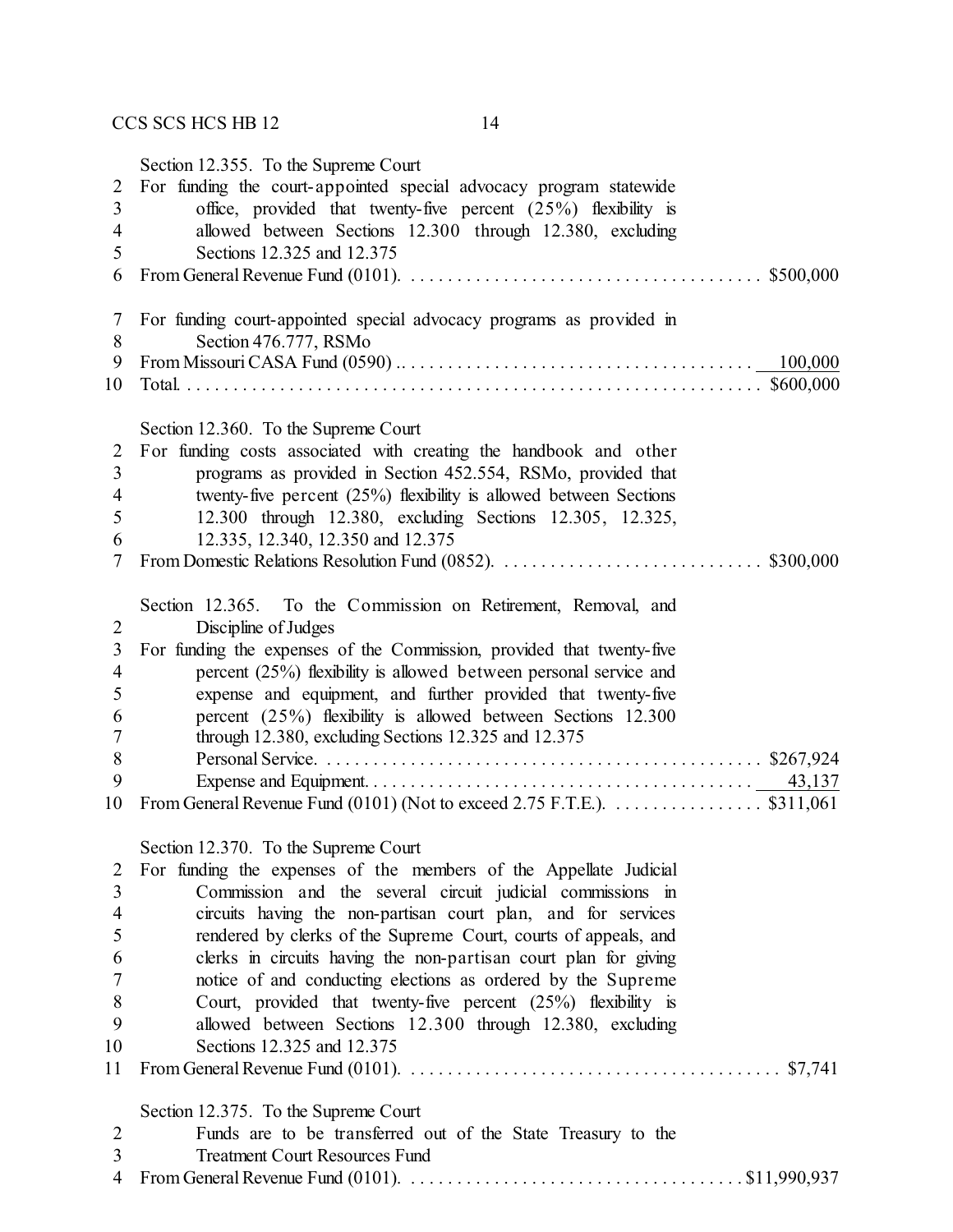Section 12.355. To the Supreme Court

For funding the court-appointed special advocacy program statewide office, provided that twenty-five percent (25%) flexibility is allowed between Sections 12.300 through 12.380, excluding Sections 12.325 and 12.375

From General Revenue Fund (0101) . . . . . . . . . . . . . . . . . . . . . . . . . . . . . . . . . . . . . $500,000

For funding court-appointed special advocacy programs as provided in Section 476.777, RSMo

From Missouri CASA Fund (0590) . . . . . . . . . . . . . . . . . . . . . . . . . . . . . . . . . . . . . 100,000

Total . . . . . . . . . . . . . . . . . . . . . . . . . . . . . . . . . . . . . . . . . . . . . . . . . . . . . . . . . . . . . $600,000

Section 12.360. To the Supreme Court

For funding costs associated with creating the handbook and other programs as provided in Section 452.554, RSMo, provided that twenty-five percent (25%) flexibility is allowed between Sections 12.300 through 12.380, excluding Sections 12.305, 12.325, 12.335, 12.340, 12.350 and 12.375

From Domestic Relations Resolution Fund (0852) . . . . . . . . . . . . . . . . . . . . . . . . . . . . $300,000

Section 12.365. To the Commission on Retirement, Removal, and Discipline of Judges

For funding the expenses of the Commission, provided that twenty-five percent (25%) flexibility is allowed between personal service and expense and equipment, and further provided that twenty-five percent (25%) flexibility is allowed between Sections 12.300 through 12.380, excluding Sections 12.325 and 12.375

Personal Service . . . . . . . . . . . . . . . . . . . . . . . . . . . . . . . . . . . . . . . . . . . . . . $267,924

Expense and Equipment . . . . . . . . . . . . . . . . . . . . . . . . . . . . . . . . . . . . . . . . . 43,137

From General Revenue Fund (0101) (Not to exceed 2.75 F.T.E.) . . . . . . . . . . . . . . . . $311,061

Section 12.370. To the Supreme Court

For funding the expenses of the members of the Appellate Judicial Commission and the several circuit judicial commissions in circuits having the non-partisan court plan, and for services rendered by clerks of the Supreme Court, courts of appeals, and clerks in circuits having the non-partisan court plan for giving notice of and conducting elections as ordered by the Supreme Court, provided that twenty-five percent (25%) flexibility is allowed between Sections 12.300 through 12.380, excluding Sections 12.325 and 12.375

From General Revenue Fund (0101) . . . . . . . . . . . . . . . . . . . . . . . . . . . . . . . . . . . . . . . $7,741

Section 12.375. To the Supreme Court

Funds are to be transferred out of the State Treasury to the Treatment Court Resources Fund

From General Revenue Fund (0101) . . . . . . . . . . . . . . . . . . . . . . . . . . . . . . . . . . . $11,990,937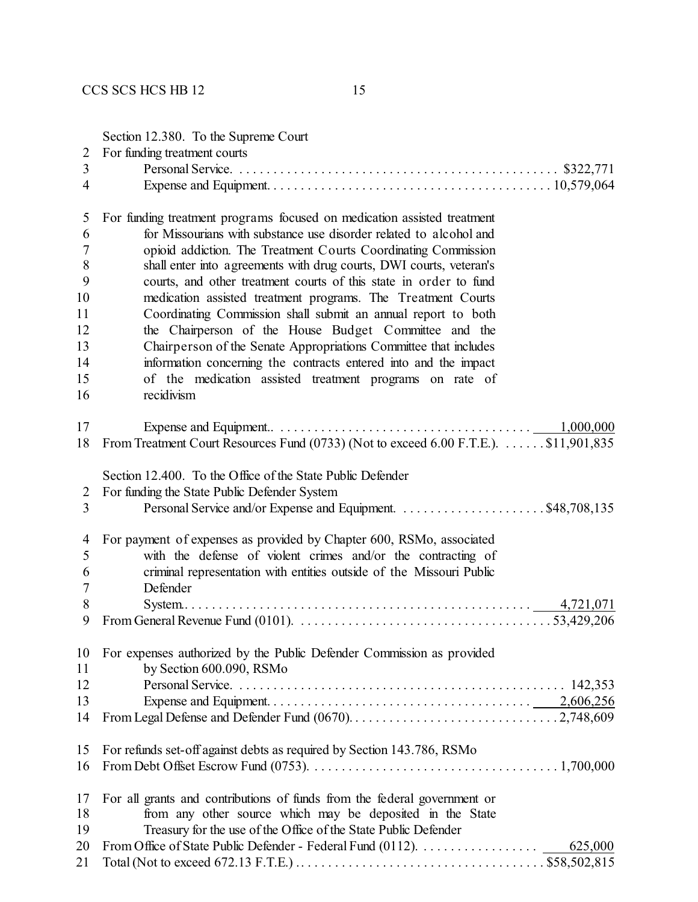Section 12.380. To the Supreme Court

2 For funding treatment courts
3 Personal Service. . . . . . . . . . . . . . . . . . . . . . . . . . . . . . . . . . . . . . . . . . . . . . . . $322,771
4 Expense and Equipment. . . . . . . . . . . . . . . . . . . . . . . . . . . . . . . . . . . . . . . . . 10,579,064

5 For funding treatment programs focused on medication assisted treatment
6 for Missourians with substance use disorder related to alcohol and
7 opioid addiction. The Treatment Courts Coordinating Commission
8 shall enter into agreements with drug courts, DWI courts, veteran's
9 courts, and other treatment courts of this state in order to fund
10 medication assisted treatment programs. The Treatment Courts
11 Coordinating Commission shall submit an annual report to both
12 the Chairperson of the House Budget Committee and the
13 Chairperson of the Senate Appropriations Committee that includes
14 information concerning the contracts entered into and the impact
15 of the medication assisted treatment programs on rate of
16 recidivism

17 Expense and Equipment.. . . . . . . . . . . . . . . . . . . . . . . . . . . . . . . . . . . . . . 1,000,000
18 From Treatment Court Resources Fund (0733) (Not to exceed 6.00 F.T.E.). . . . . . . $11,901,835

Section 12.400. To the Office of the State Public Defender

2 For funding the State Public Defender System
3 Personal Service and/or Expense and Equipment. . . . . . . . . . . . . . . . . . . . . . $48,708,135

4 For payment of expenses as provided by Chapter 600, RSMo, associated
5 with the defense of violent crimes and/or the contracting of
6 criminal representation with entities outside of the Missouri Public
7 Defender
8 System.. . . . . . . . . . . . . . . . . . . . . . . . . . . . . . . . . . . . . . . . . . . . . . . . . . . 4,721,071
9 From General Revenue Fund (0101). . . . . . . . . . . . . . . . . . . . . . . . . . . . . . . . . . . . . 53,429,206

10 For expenses authorized by the Public Defender Commission as provided
11 by Section 600.090, RSMo
12 Personal Service. . . . . . . . . . . . . . . . . . . . . . . . . . . . . . . . . . . . . . . . . . . . . . . . 142,353
13 Expense and Equipment. . . . . . . . . . . . . . . . . . . . . . . . . . . . . . . . . . . . . . . 2,606,256
14 From Legal Defense and Defender Fund (0670). . . . . . . . . . . . . . . . . . . . . . . . . . . . . . 2,748,609

15 For refunds set-off against debts as required by Section 143.786, RSMo
16 From Debt Offset Escrow Fund (0753). . . . . . . . . . . . . . . . . . . . . . . . . . . . . . . . . . . . 1,700,000

17 For all grants and contributions of funds from the federal government or
18 from any other source which may be deposited in the State
19 Treasury for the use of the Office of the State Public Defender
20 From Office of State Public Defender - Federal Fund (0112). . . . . . . . . . . . . . . . . . 625,000
21 Total (Not to exceed 672.13 F.T.E.) . . . . . . . . . . . . . . . . . . . . . . . . . . . . . . . . . . . . $58,502,815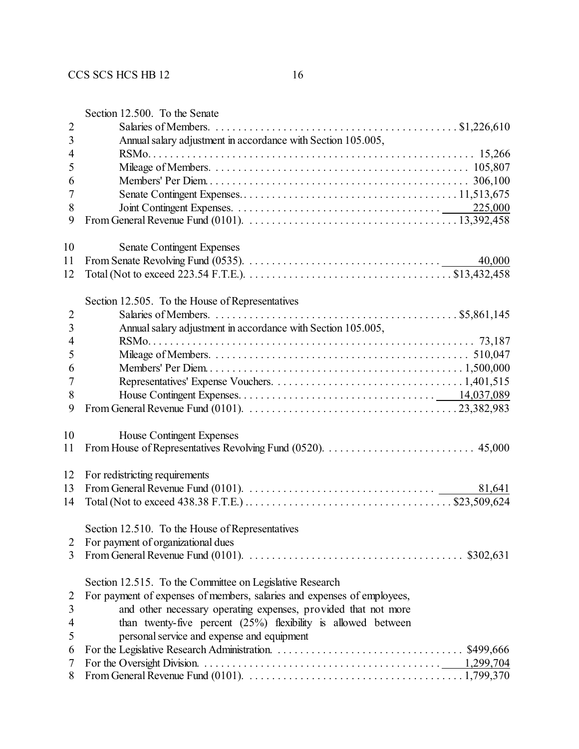Section 12.500. To the Senate

| | |
|---|---|
| Salaries of Members | $1,226,610 |
| Annual salary adjustment in accordance with Section 105.005, RSMo | 15,266 |
| Mileage of Members | 105,807 |
| Members' Per Diem | 306,100 |
| Senate Contingent Expenses | 11,513,675 |
| Joint Contingent Expenses | 225,000 |
| From General Revenue Fund (0101) | 13,392,458 |
| Senate Contingent Expenses | |
| From Senate Revolving Fund (0535) | 40,000 |
| Total (Not to exceed 223.54 F.T.E.) | $13,432,458 |

Section 12.505. To the House of Representatives

| | |
|---|---|
| Salaries of Members | $5,861,145 |
| Annual salary adjustment in accordance with Section 105.005, RSMo | 73,187 |
| Mileage of Members | 510,047 |
| Members' Per Diem | 1,500,000 |
| Representatives' Expense Vouchers | 1,401,515 |
| House Contingent Expenses | 14,037,089 |
| From General Revenue Fund (0101) | 23,382,983 |
| House Contingent Expenses | |
| From House of Representatives Revolving Fund (0520) | 45,000 |
| For redistricting requirements | |
| From General Revenue Fund (0101) | 81,641 |
| Total (Not to exceed 438.38 F.T.E.) | $23,509,624 |

Section 12.510. To the House of Representatives

| | |
|---|---|
| For payment of organizational dues | |
| From General Revenue Fund (0101) | $302,631 |

Section 12.515. To the Committee on Legislative Research

For payment of expenses of members, salaries and expenses of employees, and other necessary operating expenses, provided that not more than twenty-five percent (25%) flexibility is allowed between personal service and expense and equipment

| | |
|---|---|
| For the Legislative Research Administration | $499,666 |
| For the Oversight Division | 1,299,704 |
| From General Revenue Fund (0101) | 1,799,370 |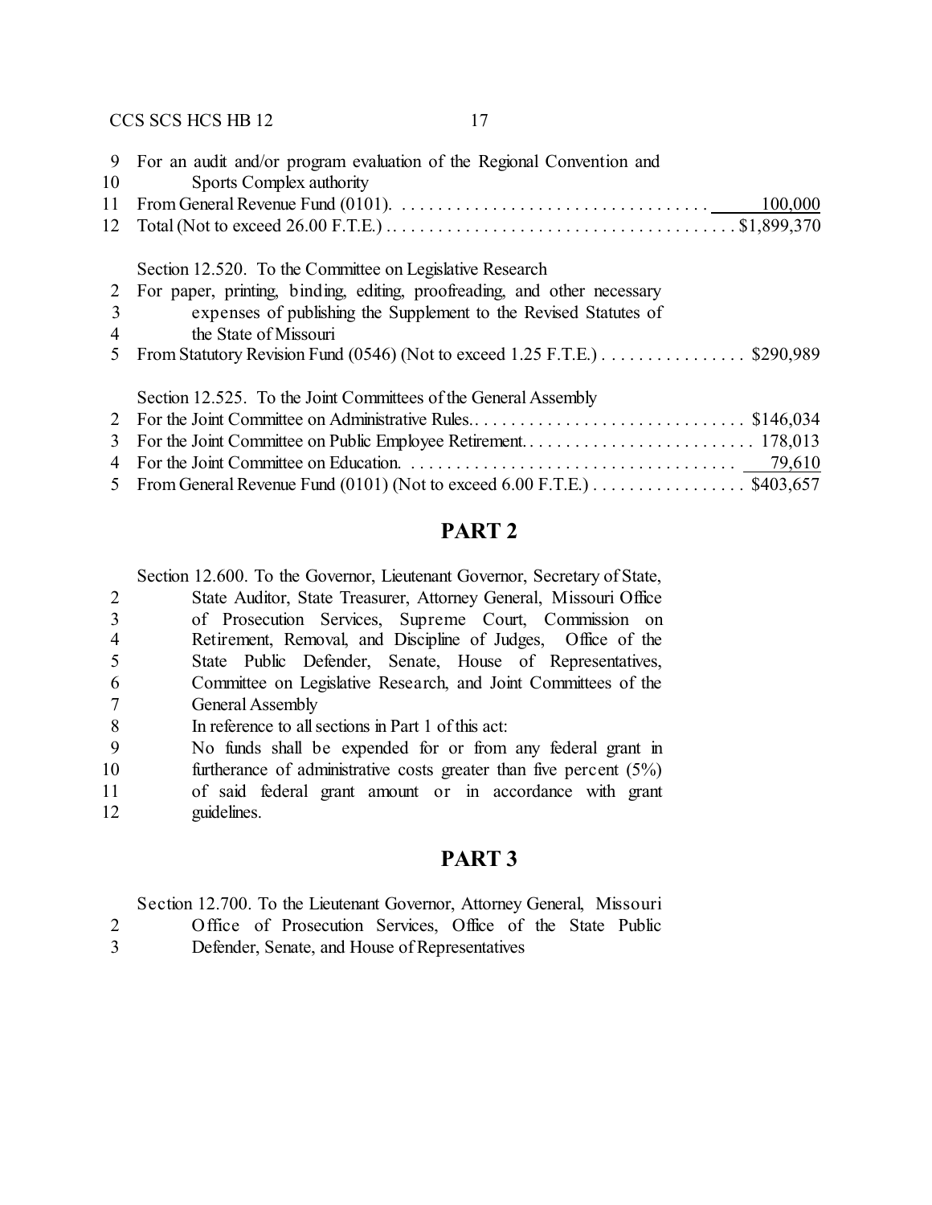For an audit and/or program evaluation of the Regional Convention and Sports Complex authority
From General Revenue Fund (0101). . . . . . . . . . . . . . . . . . . . . . . . . . . . . . . . . . . 100,000
Total (Not to exceed 26.00 F.T.E.) . . . . . . . . . . . . . . . . . . . . . . . . . . . . . . . . . . . . . . $1,899,370

Section 12.520. To the Committee on Legislative Research
For paper, printing, binding, editing, proofreading, and other necessary expenses of publishing the Supplement to the Revised Statutes of the State of Missouri
From Statutory Revision Fund (0546) (Not to exceed 1.25 F.T.E.) . . . . . . . . . . . . . . . . $290,989

Section 12.525. To the Joint Committees of the General Assembly
For the Joint Committee on Administrative Rules. . . . . . . . . . . . . . . . . . . . . . . . . . . . . . . $146,034
For the Joint Committee on Public Employee Retirement. . . . . . . . . . . . . . . . . . . . . . . . . . 178,013
For the Joint Committee on Education. . . . . . . . . . . . . . . . . . . . . . . . . . . . . . . . . . . . . 79,610
From General Revenue Fund (0101) (Not to exceed 6.00 F.T.E.) . . . . . . . . . . . . . . . . . $403,657

## PART 2

Section 12.600. To the Governor, Lieutenant Governor, Secretary of State, State Auditor, State Treasurer, Attorney General, Missouri Office of Prosecution Services, Supreme Court, Commission on Retirement, Removal, and Discipline of Judges, Office of the State Public Defender, Senate, House of Representatives, Committee on Legislative Research, and Joint Committees of the General Assembly
In reference to all sections in Part 1 of this act:
No funds shall be expended for or from any federal grant in furtherance of administrative costs greater than five percent (5%) of said federal grant amount or in accordance with grant guidelines.

## PART 3

Section 12.700. To the Lieutenant Governor, Attorney General, Missouri Office of Prosecution Services, Office of the State Public Defender, Senate, and House of Representatives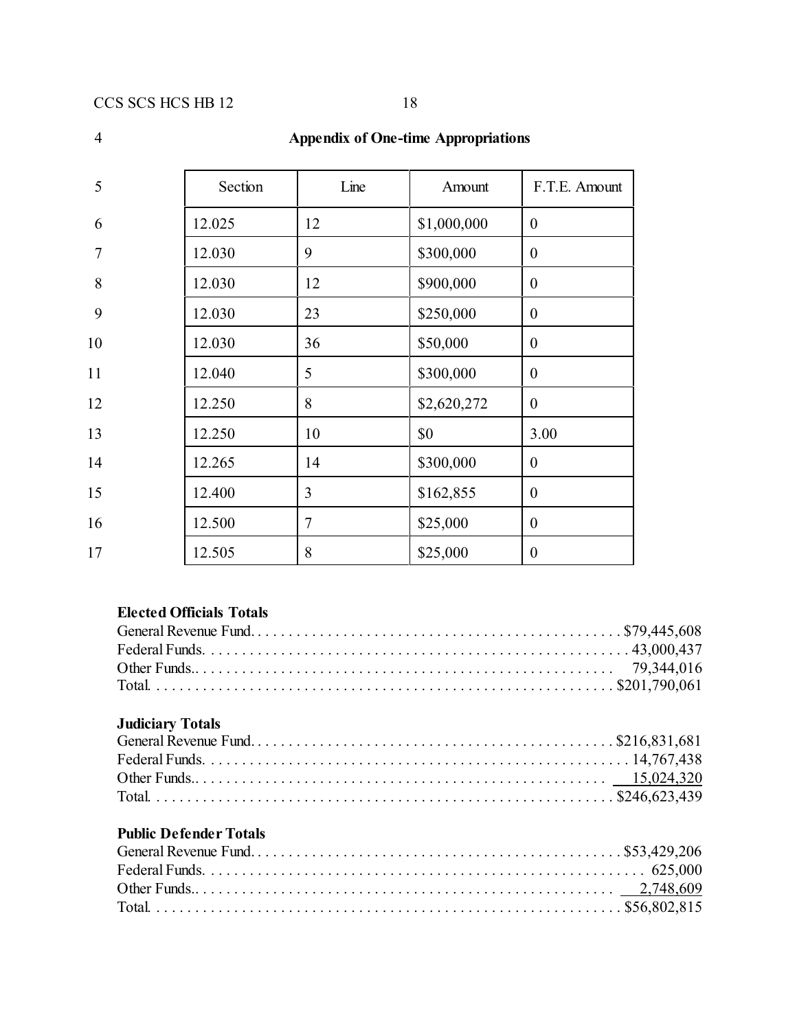## Appendix of One-time Appropriations

| Section | Line | Amount | F.T.E. Amount |
|---|---|---|---|
| 12.025 | 12 | $1,000,000 | 0 |
| 12.030 | 9 | $300,000 | 0 |
| 12.030 | 12 | $900,000 | 0 |
| 12.030 | 23 | $250,000 | 0 |
| 12.030 | 36 | $50,000 | 0 |
| 12.040 | 5 | $300,000 | 0 |
| 12.250 | 8 | $2,620,272 | 0 |
| 12.250 | 10 | $0 | 3.00 |
| 12.265 | 14 | $300,000 | 0 |
| 12.400 | 3 | $162,855 | 0 |
| 12.500 | 7 | $25,000 | 0 |
| 12.505 | 8 | $25,000 | 0 |

**Elected Officials Totals**

General Revenue Fund. . . . . . . . . . . . . . . . . . . . . . . . . . . . . . . . . . . . . . . . . . . . . . . . $79,445,608
Federal Funds. . . . . . . . . . . . . . . . . . . . . . . . . . . . . . . . . . . . . . . . . . . . . . . . . . . . . . 43,000,437
Other Funds.. . . . . . . . . . . . . . . . . . . . . . . . . . . . . . . . . . . . . . . . . . . . . . . . . . . . . 79,344,016
Total. . . . . . . . . . . . . . . . . . . . . . . . . . . . . . . . . . . . . . . . . . . . . . . . . . . . . . . . . . $201,790,061

**Judiciary Totals**

General Revenue Fund. . . . . . . . . . . . . . . . . . . . . . . . . . . . . . . . . . . . . . . . . . . . . . . $216,831,681
Federal Funds. . . . . . . . . . . . . . . . . . . . . . . . . . . . . . . . . . . . . . . . . . . . . . . . . . . . . 14,767,438
Other Funds.. . . . . . . . . . . . . . . . . . . . . . . . . . . . . . . . . . . . . . . . . . . . . . . . . . . . . 15,024,320
Total. . . . . . . . . . . . . . . . . . . . . . . . . . . . . . . . . . . . . . . . . . . . . . . . . . . . . . . . . . $246,623,439

**Public Defender Totals**

General Revenue Fund. . . . . . . . . . . . . . . . . . . . . . . . . . . . . . . . . . . . . . . . . . . . . . . . $53,429,206
Federal Funds. . . . . . . . . . . . . . . . . . . . . . . . . . . . . . . . . . . . . . . . . . . . . . . . . . . . . . 625,000
Other Funds.. . . . . . . . . . . . . . . . . . . . . . . . . . . . . . . . . . . . . . . . . . . . . . . . . . . . . 2,748,609
Total. . . . . . . . . . . . . . . . . . . . . . . . . . . . . . . . . . . . . . . . . . . . . . . . . . . . . . . . . . $56,802,815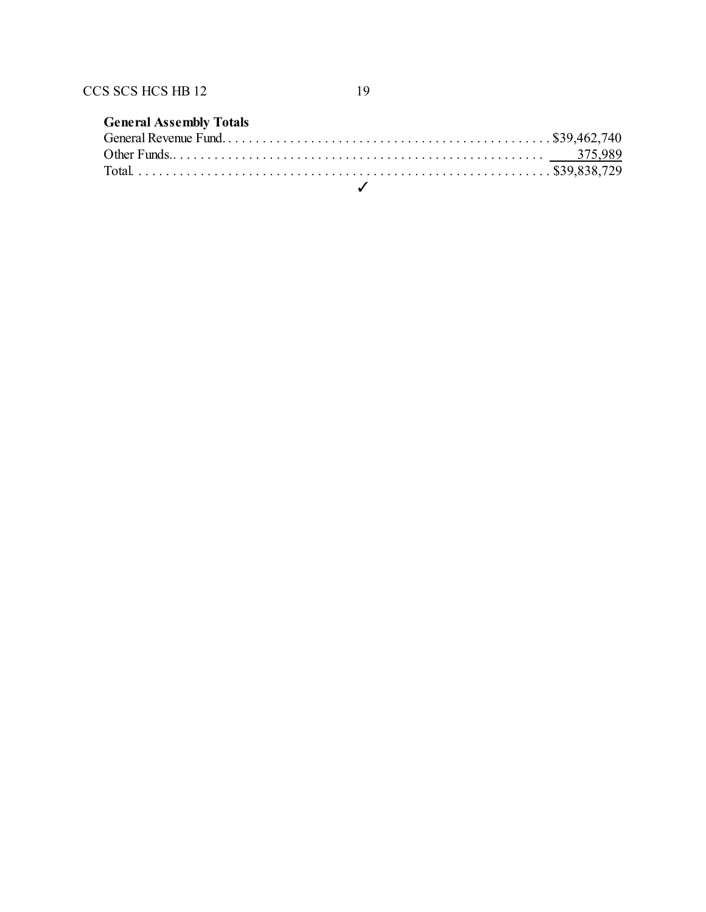**General Assembly Totals**

| | |
|---|---|
| General Revenue Fund | $39,462,740 |
| Other Funds | 375,989 |
| Total | $39,838,729 |

✓